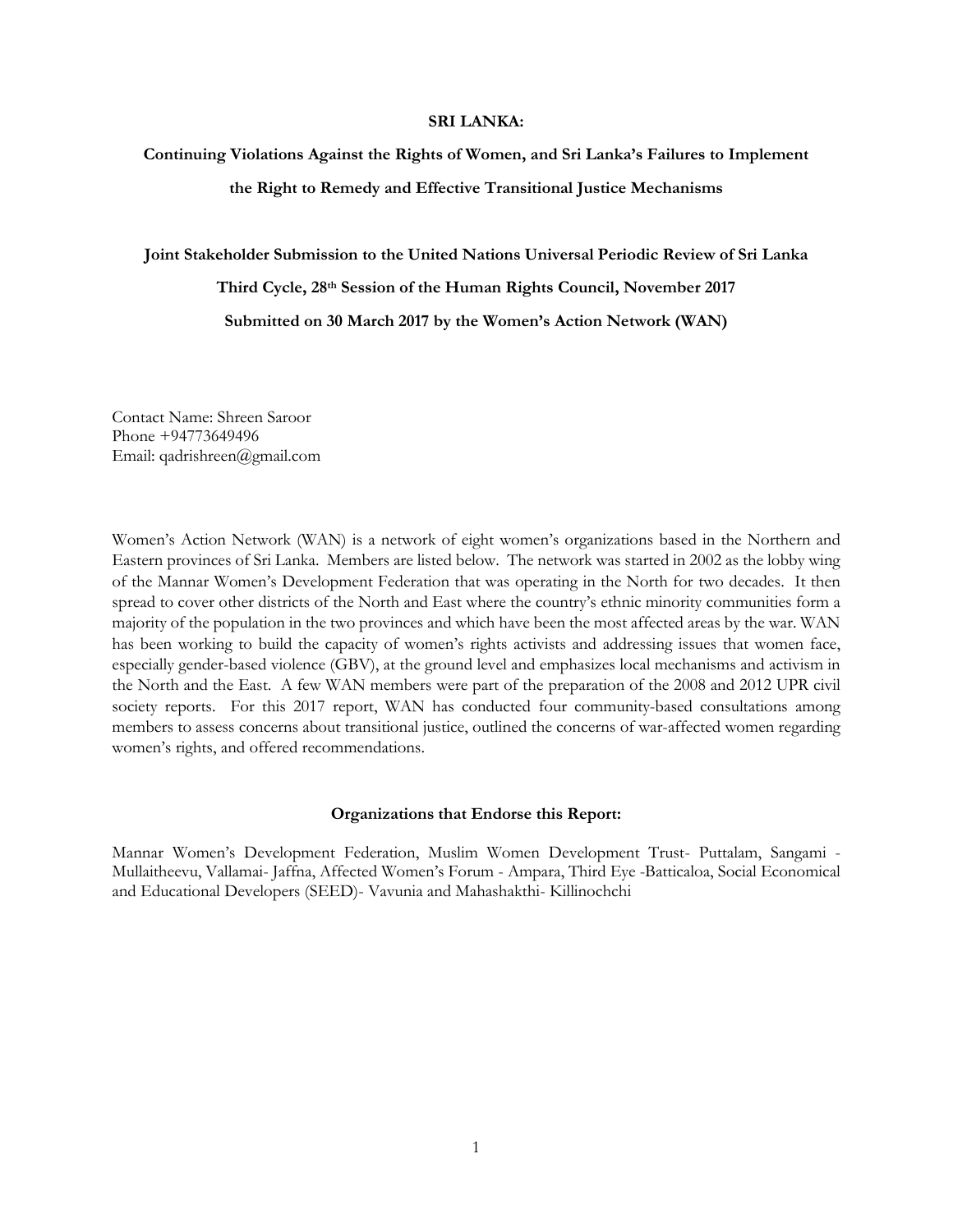**SRI LANKA:**

**Continuing Violations Against the Rights of Women, and Sri Lanka's Failures to Implement the Right to Remedy and Effective Transitional Justice Mechanisms**

**Joint Stakeholder Submission to the United Nations Universal Periodic Review of Sri Lanka**

**Third Cycle, 28th Session of the Human Rights Council, November 2017**

**Submitted on 30 March 2017 by the Women's Action Network (WAN)**

Contact Name: Shreen Saroor
Phone +94773649496
Email: qadrishreen@gmail.com

Women's Action Network (WAN) is a network of eight women's organizations based in the Northern and Eastern provinces of Sri Lanka. Members are listed below. The network was started in 2002 as the lobby wing of the Mannar Women's Development Federation that was operating in the North for two decades. It then spread to cover other districts of the North and East where the country's ethnic minority communities form a majority of the population in the two provinces and which have been the most affected areas by the war. WAN has been working to build the capacity of women's rights activists and addressing issues that women face, especially gender-based violence (GBV), at the ground level and emphasizes local mechanisms and activism in the North and the East. A few WAN members were part of the preparation of the 2008 and 2012 UPR civil society reports. For this 2017 report, WAN has conducted four community-based consultations among members to assess concerns about transitional justice, outlined the concerns of war-affected women regarding women's rights, and offered recommendations.

**Organizations that Endorse this Report:**

Mannar Women's Development Federation, Muslim Women Development Trust- Puttalam, Sangami - Mullaitheevu, Vallamai- Jaffna, Affected Women's Forum - Ampara, Third Eye -Batticaloa, Social Economical and Educational Developers (SEED)- Vavunia and Mahashakthi- Killinochchi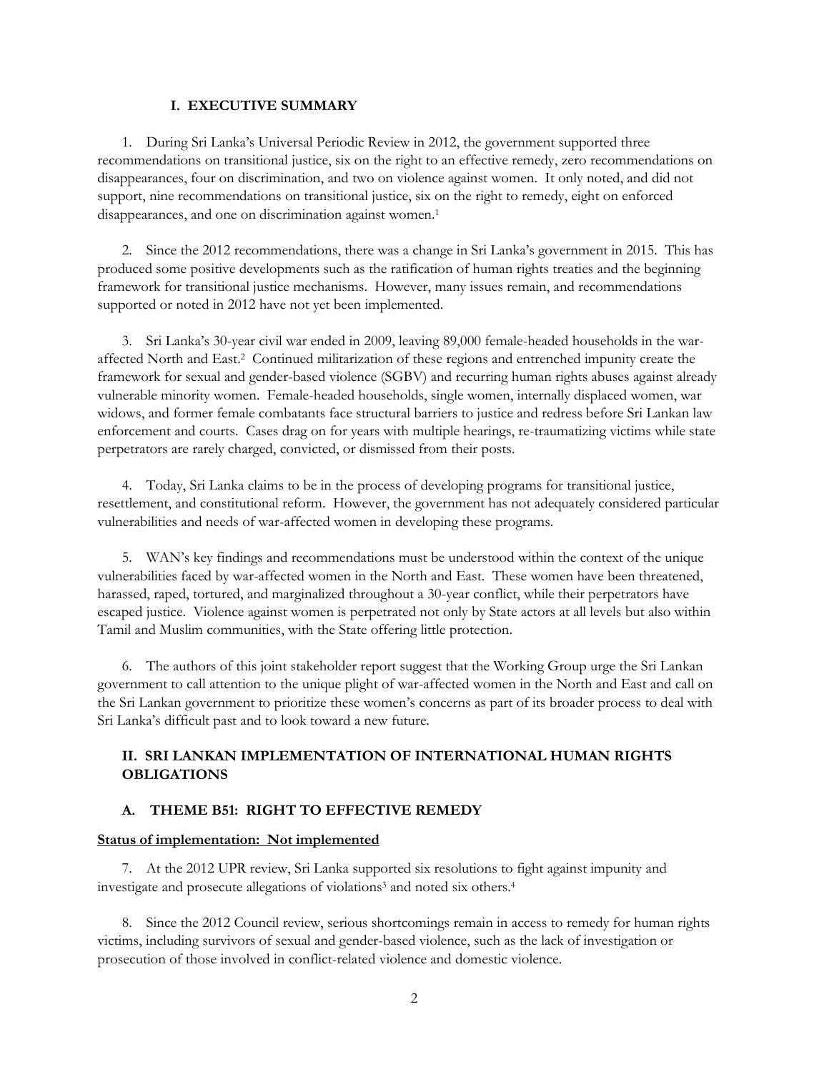## I. EXECUTIVE SUMMARY

1. During Sri Lanka's Universal Periodic Review in 2012, the government supported three recommendations on transitional justice, six on the right to an effective remedy, zero recommendations on disappearances, four on discrimination, and two on violence against women. It only noted, and did not support, nine recommendations on transitional justice, six on the right to remedy, eight on enforced disappearances, and one on discrimination against women.[1]

2. Since the 2012 recommendations, there was a change in Sri Lanka's government in 2015. This has produced some positive developments such as the ratification of human rights treaties and the beginning framework for transitional justice mechanisms. However, many issues remain, and recommendations supported or noted in 2012 have not yet been implemented.

3. Sri Lanka's 30-year civil war ended in 2009, leaving 89,000 female-headed households in the war-affected North and East.[2] Continued militarization of these regions and entrenched impunity create the framework for sexual and gender-based violence (SGBV) and recurring human rights abuses against already vulnerable minority women. Female-headed households, single women, internally displaced women, war widows, and former female combatants face structural barriers to justice and redress before Sri Lankan law enforcement and courts. Cases drag on for years with multiple hearings, re-traumatizing victims while state perpetrators are rarely charged, convicted, or dismissed from their posts.

4. Today, Sri Lanka claims to be in the process of developing programs for transitional justice, resettlement, and constitutional reform. However, the government has not adequately considered particular vulnerabilities and needs of war-affected women in developing these programs.

5. WAN's key findings and recommendations must be understood within the context of the unique vulnerabilities faced by war-affected women in the North and East. These women have been threatened, harassed, raped, tortured, and marginalized throughout a 30-year conflict, while their perpetrators have escaped justice. Violence against women is perpetrated not only by State actors at all levels but also within Tamil and Muslim communities, with the State offering little protection.

6. The authors of this joint stakeholder report suggest that the Working Group urge the Sri Lankan government to call attention to the unique plight of war-affected women in the North and East and call on the Sri Lankan government to prioritize these women's concerns as part of its broader process to deal with Sri Lanka's difficult past and to look toward a new future.

## II. SRI LANKAN IMPLEMENTATION OF INTERNATIONAL HUMAN RIGHTS OBLIGATIONS

### A. THEME B51: RIGHT TO EFFECTIVE REMEDY

**Status of implementation: Not implemented**

7. At the 2012 UPR review, Sri Lanka supported six resolutions to fight against impunity and investigate and prosecute allegations of violations[3] and noted six others.[4]

8. Since the 2012 Council review, serious shortcomings remain in access to remedy for human rights victims, including survivors of sexual and gender-based violence, such as the lack of investigation or prosecution of those involved in conflict-related violence and domestic violence.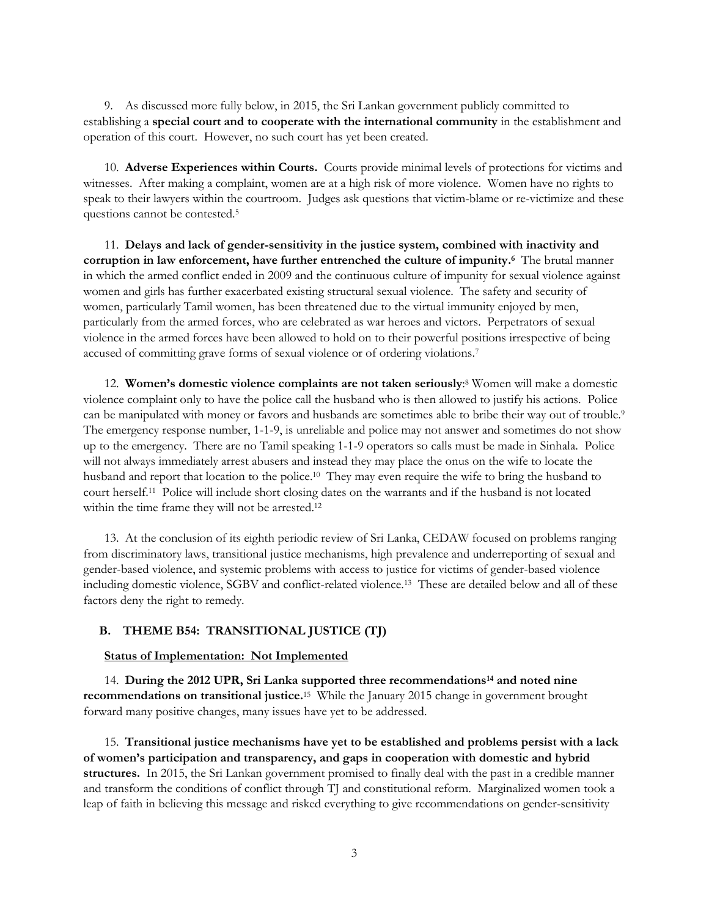9. As discussed more fully below, in 2015, the Sri Lankan government publicly committed to establishing a **special court and to cooperate with the international community** in the establishment and operation of this court. However, no such court has yet been created.

10. **Adverse Experiences within Courts.** Courts provide minimal levels of protections for victims and witnesses. After making a complaint, women are at a high risk of more violence. Women have no rights to speak to their lawyers within the courtroom. Judges ask questions that victim-blame or re-victimize and these questions cannot be contested.[5]

11. **Delays and lack of gender-sensitivity in the justice system, combined with inactivity and corruption in law enforcement, have further entrenched the culture of impunity.[6]** The brutal manner in which the armed conflict ended in 2009 and the continuous culture of impunity for sexual violence against women and girls has further exacerbated existing structural sexual violence. The safety and security of women, particularly Tamil women, has been threatened due to the virtual immunity enjoyed by men, particularly from the armed forces, who are celebrated as war heroes and victors. Perpetrators of sexual violence in the armed forces have been allowed to hold on to their powerful positions irrespective of being accused of committing grave forms of sexual violence or of ordering violations.[7]

12. **Women's domestic violence complaints are not taken seriously**:[8] Women will make a domestic violence complaint only to have the police call the husband who is then allowed to justify his actions. Police can be manipulated with money or favors and husbands are sometimes able to bribe their way out of trouble.[9] The emergency response number, 1-1-9, is unreliable and police may not answer and sometimes do not show up to the emergency. There are no Tamil speaking 1-1-9 operators so calls must be made in Sinhala. Police will not always immediately arrest abusers and instead they may place the onus on the wife to locate the husband and report that location to the police.[10] They may even require the wife to bring the husband to court herself.[11] Police will include short closing dates on the warrants and if the husband is not located within the time frame they will not be arrested.[12]

13. At the conclusion of its eighth periodic review of Sri Lanka, CEDAW focused on problems ranging from discriminatory laws, transitional justice mechanisms, high prevalence and underreporting of sexual and gender-based violence, and systemic problems with access to justice for victims of gender-based violence including domestic violence, SGBV and conflict-related violence.[13] These are detailed below and all of these factors deny the right to remedy.

### B. THEME B54: TRANSITIONAL JUSTICE (TJ)

**Status of Implementation: Not Implemented**

14. **During the 2012 UPR, Sri Lanka supported three recommendations[14] and noted nine recommendations on transitional justice.**[15] While the January 2015 change in government brought forward many positive changes, many issues have yet to be addressed.

15. **Transitional justice mechanisms have yet to be established and problems persist with a lack of women's participation and transparency, and gaps in cooperation with domestic and hybrid structures.** In 2015, the Sri Lankan government promised to finally deal with the past in a credible manner and transform the conditions of conflict through TJ and constitutional reform. Marginalized women took a leap of faith in believing this message and risked everything to give recommendations on gender-sensitivity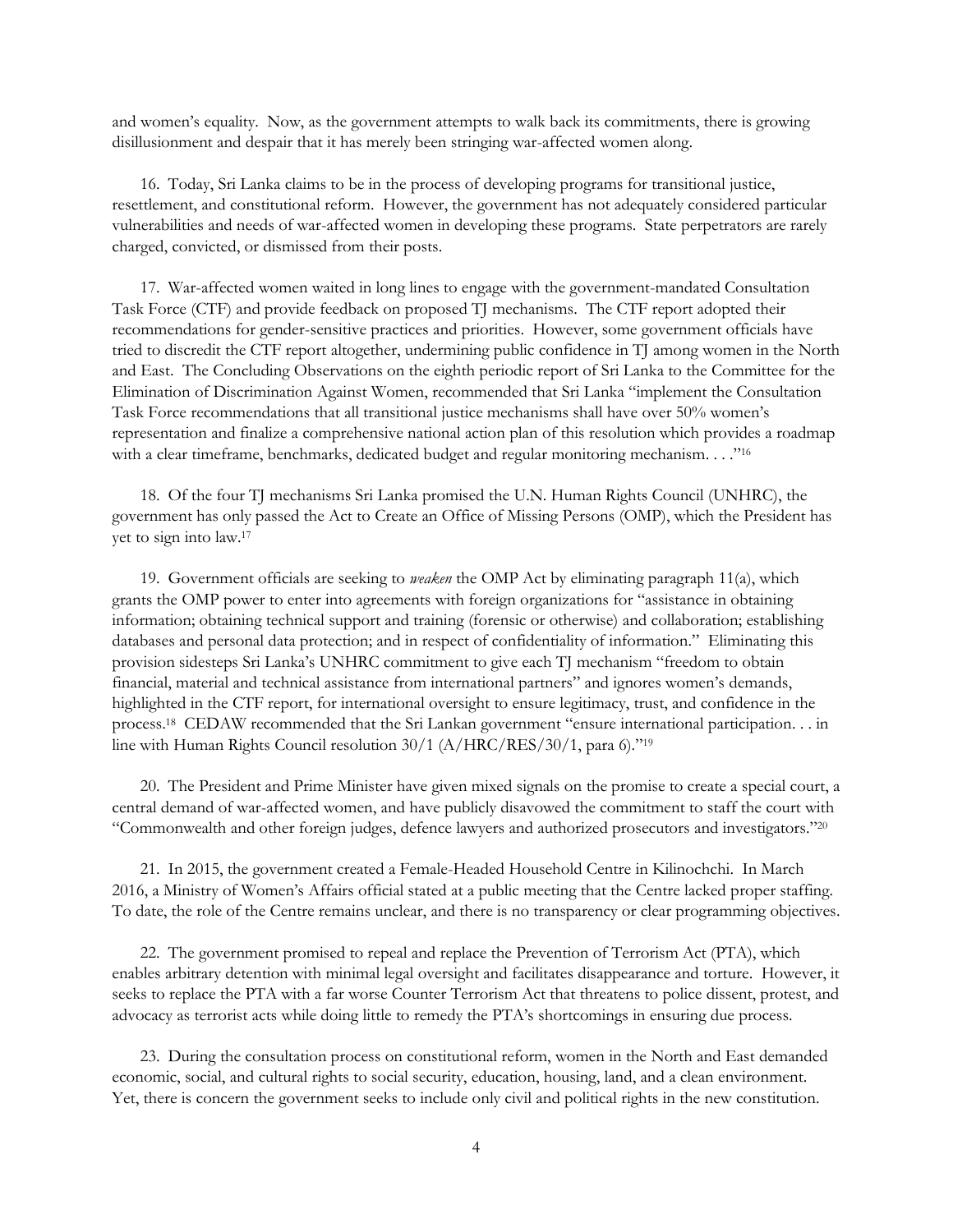and women's equality. Now, as the government attempts to walk back its commitments, there is growing disillusionment and despair that it has merely been stringing war-affected women along.

16. Today, Sri Lanka claims to be in the process of developing programs for transitional justice, resettlement, and constitutional reform. However, the government has not adequately considered particular vulnerabilities and needs of war-affected women in developing these programs. State perpetrators are rarely charged, convicted, or dismissed from their posts.

17. War-affected women waited in long lines to engage with the government-mandated Consultation Task Force (CTF) and provide feedback on proposed TJ mechanisms. The CTF report adopted their recommendations for gender-sensitive practices and priorities. However, some government officials have tried to discredit the CTF report altogether, undermining public confidence in TJ among women in the North and East. The Concluding Observations on the eighth periodic report of Sri Lanka to the Committee for the Elimination of Discrimination Against Women, recommended that Sri Lanka "implement the Consultation Task Force recommendations that all transitional justice mechanisms shall have over 50% women's representation and finalize a comprehensive national action plan of this resolution which provides a roadmap with a clear timeframe, benchmarks, dedicated budget and regular monitoring mechanism. . . ."[16]

18. Of the four TJ mechanisms Sri Lanka promised the U.N. Human Rights Council (UNHRC), the government has only passed the Act to Create an Office of Missing Persons (OMP), which the President has yet to sign into law.[17]

19. Government officials are seeking to *weaken* the OMP Act by eliminating paragraph 11(a), which grants the OMP power to enter into agreements with foreign organizations for "assistance in obtaining information; obtaining technical support and training (forensic or otherwise) and collaboration; establishing databases and personal data protection; and in respect of confidentiality of information." Eliminating this provision sidesteps Sri Lanka's UNHRC commitment to give each TJ mechanism "freedom to obtain financial, material and technical assistance from international partners" and ignores women's demands, highlighted in the CTF report, for international oversight to ensure legitimacy, trust, and confidence in the process.[18] CEDAW recommended that the Sri Lankan government "ensure international participation. . . in line with Human Rights Council resolution 30/1 (A/HRC/RES/30/1, para 6)."[19]

20. The President and Prime Minister have given mixed signals on the promise to create a special court, a central demand of war-affected women, and have publicly disavowed the commitment to staff the court with "Commonwealth and other foreign judges, defence lawyers and authorized prosecutors and investigators."[20]

21. In 2015, the government created a Female-Headed Household Centre in Kilinochchi. In March 2016, a Ministry of Women's Affairs official stated at a public meeting that the Centre lacked proper staffing. To date, the role of the Centre remains unclear, and there is no transparency or clear programming objectives.

22. The government promised to repeal and replace the Prevention of Terrorism Act (PTA), which enables arbitrary detention with minimal legal oversight and facilitates disappearance and torture. However, it seeks to replace the PTA with a far worse Counter Terrorism Act that threatens to police dissent, protest, and advocacy as terrorist acts while doing little to remedy the PTA's shortcomings in ensuring due process.

23. During the consultation process on constitutional reform, women in the North and East demanded economic, social, and cultural rights to social security, education, housing, land, and a clean environment. Yet, there is concern the government seeks to include only civil and political rights in the new constitution.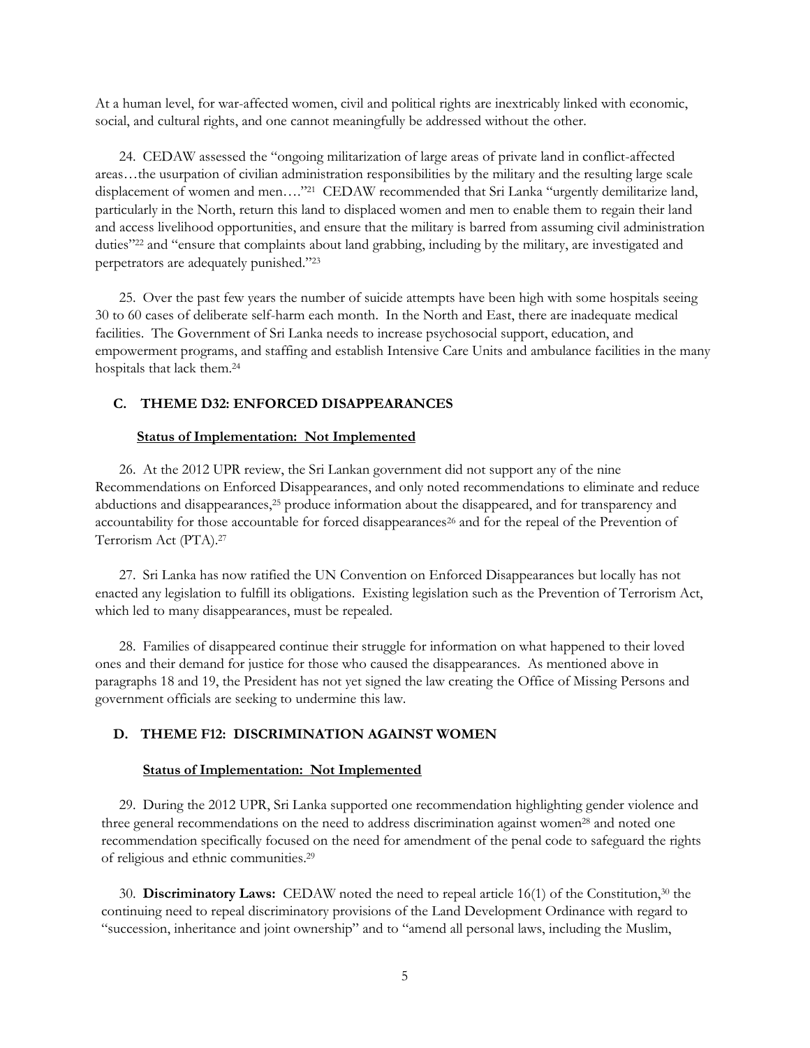At a human level, for war-affected women, civil and political rights are inextricably linked with economic, social, and cultural rights, and one cannot meaningfully be addressed without the other.

24. CEDAW assessed the "ongoing militarization of large areas of private land in conflict-affected areas…the usurpation of civilian administration responsibilities by the military and the resulting large scale displacement of women and men…."[21] CEDAW recommended that Sri Lanka "urgently demilitarize land, particularly in the North, return this land to displaced women and men to enable them to regain their land and access livelihood opportunities, and ensure that the military is barred from assuming civil administration duties"[22] and "ensure that complaints about land grabbing, including by the military, are investigated and perpetrators are adequately punished."[23]

25. Over the past few years the number of suicide attempts have been high with some hospitals seeing 30 to 60 cases of deliberate self-harm each month. In the North and East, there are inadequate medical facilities. The Government of Sri Lanka needs to increase psychosocial support, education, and empowerment programs, and staffing and establish Intensive Care Units and ambulance facilities in the many hospitals that lack them.[24]

### C. THEME D32: ENFORCED DISAPPEARANCES

**Status of Implementation: Not Implemented**

26. At the 2012 UPR review, the Sri Lankan government did not support any of the nine Recommendations on Enforced Disappearances, and only noted recommendations to eliminate and reduce abductions and disappearances,[25] produce information about the disappeared, and for transparency and accountability for those accountable for forced disappearances[26] and for the repeal of the Prevention of Terrorism Act (PTA).[27]

27. Sri Lanka has now ratified the UN Convention on Enforced Disappearances but locally has not enacted any legislation to fulfill its obligations. Existing legislation such as the Prevention of Terrorism Act, which led to many disappearances, must be repealed.

28. Families of disappeared continue their struggle for information on what happened to their loved ones and their demand for justice for those who caused the disappearances. As mentioned above in paragraphs 18 and 19, the President has not yet signed the law creating the Office of Missing Persons and government officials are seeking to undermine this law.

### D. THEME F12: DISCRIMINATION AGAINST WOMEN

**Status of Implementation: Not Implemented**

29. During the 2012 UPR, Sri Lanka supported one recommendation highlighting gender violence and three general recommendations on the need to address discrimination against women[28] and noted one recommendation specifically focused on the need for amendment of the penal code to safeguard the rights of religious and ethnic communities.[29]

30. **Discriminatory Laws:** CEDAW noted the need to repeal article 16(1) of the Constitution,[30] the continuing need to repeal discriminatory provisions of the Land Development Ordinance with regard to "succession, inheritance and joint ownership" and to "amend all personal laws, including the Muslim,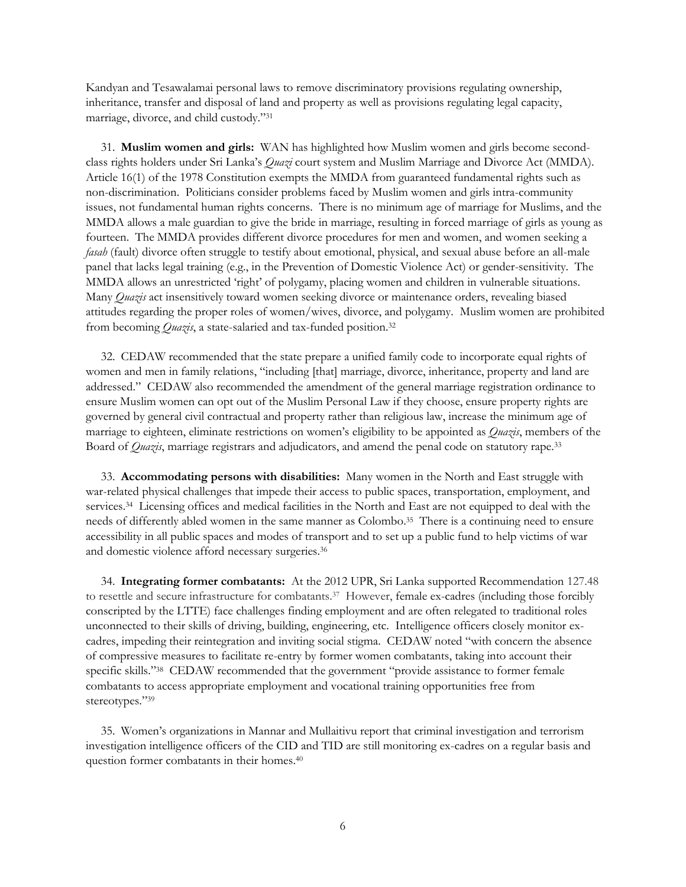Kandyan and Tesawalamai personal laws to remove discriminatory provisions regulating ownership, inheritance, transfer and disposal of land and property as well as provisions regulating legal capacity, marriage, divorce, and child custody."[31]

31. **Muslim women and girls:** WAN has highlighted how Muslim women and girls become second-class rights holders under Sri Lanka's *Quazi* court system and Muslim Marriage and Divorce Act (MMDA). Article 16(1) of the 1978 Constitution exempts the MMDA from guaranteed fundamental rights such as non-discrimination. Politicians consider problems faced by Muslim women and girls intra-community issues, not fundamental human rights concerns. There is no minimum age of marriage for Muslims, and the MMDA allows a male guardian to give the bride in marriage, resulting in forced marriage of girls as young as fourteen. The MMDA provides different divorce procedures for men and women, and women seeking a *fasah* (fault) divorce often struggle to testify about emotional, physical, and sexual abuse before an all-male panel that lacks legal training (e.g., in the Prevention of Domestic Violence Act) or gender-sensitivity. The MMDA allows an unrestricted 'right' of polygamy, placing women and children in vulnerable situations. Many *Quazis* act insensitively toward women seeking divorce or maintenance orders, revealing biased attitudes regarding the proper roles of women/wives, divorce, and polygamy. Muslim women are prohibited from becoming *Quazis*, a state-salaried and tax-funded position.[32]

32. CEDAW recommended that the state prepare a unified family code to incorporate equal rights of women and men in family relations, "including [that] marriage, divorce, inheritance, property and land are addressed." CEDAW also recommended the amendment of the general marriage registration ordinance to ensure Muslim women can opt out of the Muslim Personal Law if they choose, ensure property rights are governed by general civil contractual and property rather than religious law, increase the minimum age of marriage to eighteen, eliminate restrictions on women's eligibility to be appointed as *Quazis*, members of the Board of *Quazis*, marriage registrars and adjudicators, and amend the penal code on statutory rape.[33]

33. **Accommodating persons with disabilities:** Many women in the North and East struggle with war-related physical challenges that impede their access to public spaces, transportation, employment, and services.[34] Licensing offices and medical facilities in the North and East are not equipped to deal with the needs of differently abled women in the same manner as Colombo.[35] There is a continuing need to ensure accessibility in all public spaces and modes of transport and to set up a public fund to help victims of war and domestic violence afford necessary surgeries.[36]

34. **Integrating former combatants:** At the 2012 UPR, Sri Lanka supported Recommendation 127.48 to resettle and secure infrastructure for combatants.[37] However, female ex-cadres (including those forcibly conscripted by the LTTE) face challenges finding employment and are often relegated to traditional roles unconnected to their skills of driving, building, engineering, etc. Intelligence officers closely monitor ex-cadres, impeding their reintegration and inviting social stigma. CEDAW noted "with concern the absence of compressive measures to facilitate re-entry by former women combatants, taking into account their specific skills."[38] CEDAW recommended that the government "provide assistance to former female combatants to access appropriate employment and vocational training opportunities free from stereotypes."[39]

35. Women's organizations in Mannar and Mullaitivu report that criminal investigation and terrorism investigation intelligence officers of the CID and TID are still monitoring ex-cadres on a regular basis and question former combatants in their homes.[40]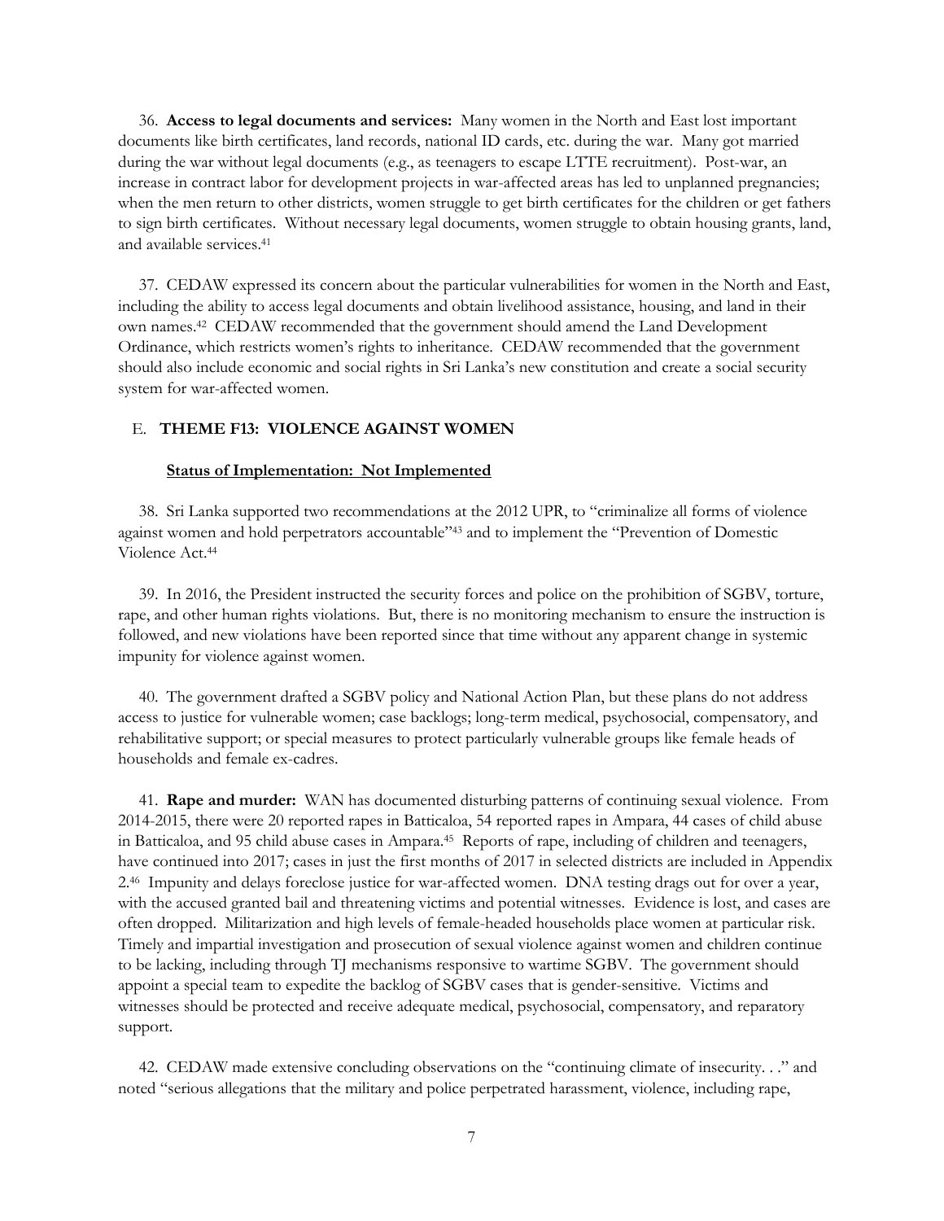36. **Access to legal documents and services:** Many women in the North and East lost important documents like birth certificates, land records, national ID cards, etc. during the war. Many got married during the war without legal documents (e.g., as teenagers to escape LTTE recruitment). Post-war, an increase in contract labor for development projects in war-affected areas has led to unplanned pregnancies; when the men return to other districts, women struggle to get birth certificates for the children or get fathers to sign birth certificates. Without necessary legal documents, women struggle to obtain housing grants, land, and available services.[41]

37. CEDAW expressed its concern about the particular vulnerabilities for women in the North and East, including the ability to access legal documents and obtain livelihood assistance, housing, and land in their own names.[42] CEDAW recommended that the government should amend the Land Development Ordinance, which restricts women's rights to inheritance. CEDAW recommended that the government should also include economic and social rights in Sri Lanka's new constitution and create a social security system for war-affected women.

## E. THEME F13: VIOLENCE AGAINST WOMEN

**Status of Implementation: Not Implemented**

38. Sri Lanka supported two recommendations at the 2012 UPR, to "criminalize all forms of violence against women and hold perpetrators accountable"[43] and to implement the "Prevention of Domestic Violence Act.[44]

39. In 2016, the President instructed the security forces and police on the prohibition of SGBV, torture, rape, and other human rights violations. But, there is no monitoring mechanism to ensure the instruction is followed, and new violations have been reported since that time without any apparent change in systemic impunity for violence against women.

40. The government drafted a SGBV policy and National Action Plan, but these plans do not address access to justice for vulnerable women; case backlogs; long-term medical, psychosocial, compensatory, and rehabilitative support; or special measures to protect particularly vulnerable groups like female heads of households and female ex-cadres.

41. **Rape and murder:** WAN has documented disturbing patterns of continuing sexual violence. From 2014-2015, there were 20 reported rapes in Batticaloa, 54 reported rapes in Ampara, 44 cases of child abuse in Batticaloa, and 95 child abuse cases in Ampara.[45] Reports of rape, including of children and teenagers, have continued into 2017; cases in just the first months of 2017 in selected districts are included in Appendix 2.[46] Impunity and delays foreclose justice for war-affected women. DNA testing drags out for over a year, with the accused granted bail and threatening victims and potential witnesses. Evidence is lost, and cases are often dropped. Militarization and high levels of female-headed households place women at particular risk. Timely and impartial investigation and prosecution of sexual violence against women and children continue to be lacking, including through TJ mechanisms responsive to wartime SGBV. The government should appoint a special team to expedite the backlog of SGBV cases that is gender-sensitive. Victims and witnesses should be protected and receive adequate medical, psychosocial, compensatory, and reparatory support.

42. CEDAW made extensive concluding observations on the "continuing climate of insecurity. . ." and noted "serious allegations that the military and police perpetrated harassment, violence, including rape,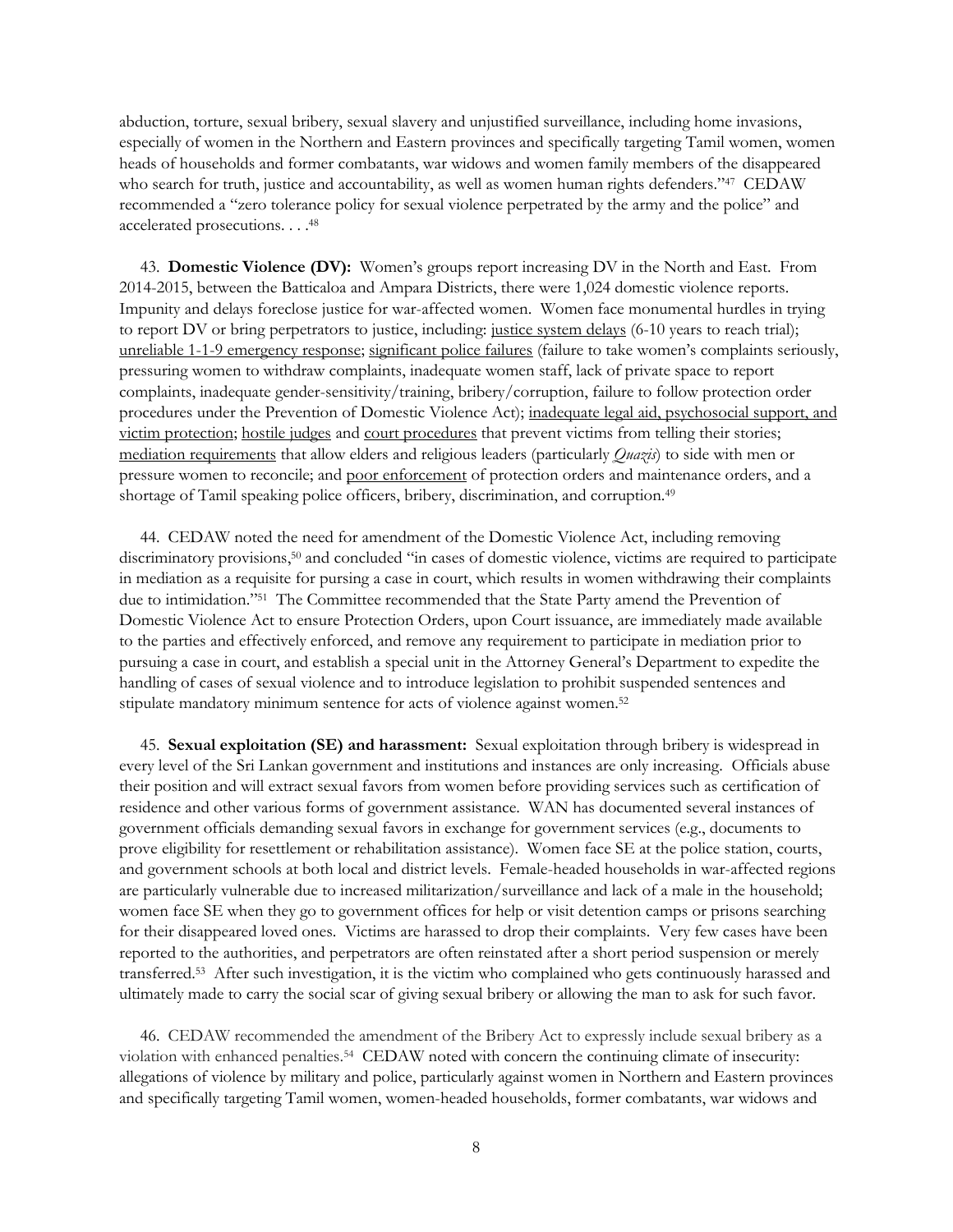abduction, torture, sexual bribery, sexual slavery and unjustified surveillance, including home invasions, especially of women in the Northern and Eastern provinces and specifically targeting Tamil women, women heads of households and former combatants, war widows and women family members of the disappeared who search for truth, justice and accountability, as well as women human rights defenders."[47] CEDAW recommended a "zero tolerance policy for sexual violence perpetrated by the army and the police" and accelerated prosecutions. . . .[48]

43. **Domestic Violence (DV):** Women's groups report increasing DV in the North and East. From 2014-2015, between the Batticaloa and Ampara Districts, there were 1,024 domestic violence reports. Impunity and delays foreclose justice for war-affected women. Women face monumental hurdles in trying to report DV or bring perpetrators to justice, including: <u>justice system delays</u> (6-10 years to reach trial); <u>unreliable 1-1-9 emergency response</u>; <u>significant police failures</u> (failure to take women's complaints seriously, pressuring women to withdraw complaints, inadequate women staff, lack of private space to report complaints, inadequate gender-sensitivity/training, bribery/corruption, failure to follow protection order procedures under the Prevention of Domestic Violence Act); <u>inadequate legal aid, psychosocial support, and victim protection</u>; <u>hostile judges</u> and <u>court procedures</u> that prevent victims from telling their stories; <u>mediation requirements</u> that allow elders and religious leaders (particularly *Quazis*) to side with men or pressure women to reconcile; and <u>poor enforcement</u> of protection orders and maintenance orders, and a shortage of Tamil speaking police officers, bribery, discrimination, and corruption.[49]

44. CEDAW noted the need for amendment of the Domestic Violence Act, including removing discriminatory provisions,[50] and concluded "in cases of domestic violence, victims are required to participate in mediation as a requisite for pursuing a case in court, which results in women withdrawing their complaints due to intimidation."[51] The Committee recommended that the State Party amend the Prevention of Domestic Violence Act to ensure Protection Orders, upon Court issuance, are immediately made available to the parties and effectively enforced, and remove any requirement to participate in mediation prior to pursuing a case in court, and establish a special unit in the Attorney General's Department to expedite the handling of cases of sexual violence and to introduce legislation to prohibit suspended sentences and stipulate mandatory minimum sentence for acts of violence against women.[52]

45. **Sexual exploitation (SE) and harassment:** Sexual exploitation through bribery is widespread in every level of the Sri Lankan government and institutions and instances are only increasing. Officials abuse their position and will extract sexual favors from women before providing services such as certification of residence and other various forms of government assistance. WAN has documented several instances of government officials demanding sexual favors in exchange for government services (e.g., documents to prove eligibility for resettlement or rehabilitation assistance). Women face SE at the police station, courts, and government schools at both local and district levels. Female-headed households in war-affected regions are particularly vulnerable due to increased militarization/surveillance and lack of a male in the household; women face SE when they go to government offices for help or visit detention camps or prisons searching for their disappeared loved ones. Victims are harassed to drop their complaints. Very few cases have been reported to the authorities, and perpetrators are often reinstated after a short period suspension or merely transferred.[53] After such investigation, it is the victim who complained who gets continuously harassed and ultimately made to carry the social scar of giving sexual bribery or allowing the man to ask for such favor.

46. CEDAW recommended the amendment of the Bribery Act to expressly include sexual bribery as a violation with enhanced penalties.[54] CEDAW noted with concern the continuing climate of insecurity: allegations of violence by military and police, particularly against women in Northern and Eastern provinces and specifically targeting Tamil women, women-headed households, former combatants, war widows and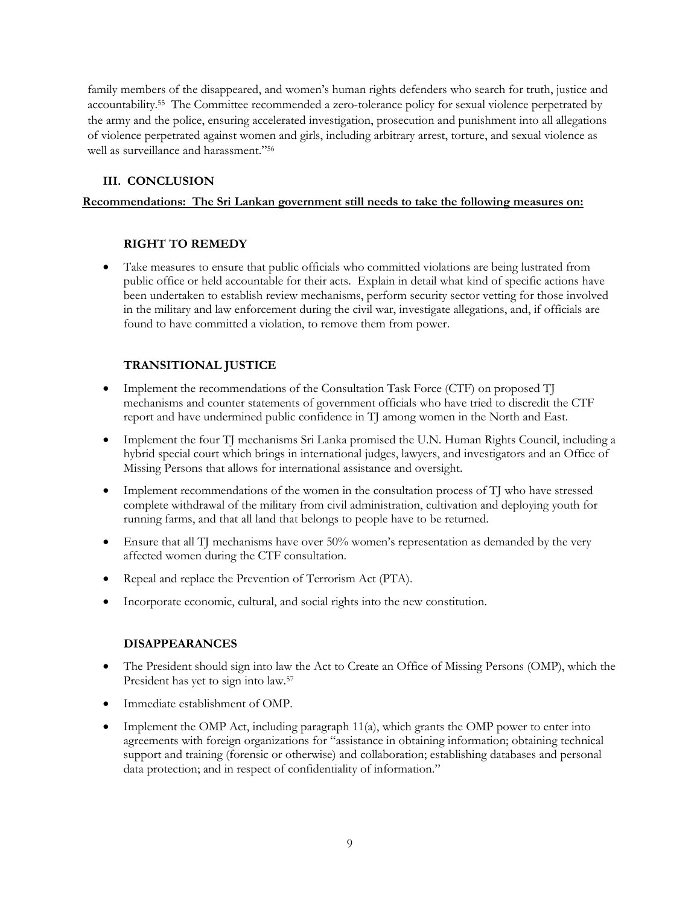family members of the disappeared, and women's human rights defenders who search for truth, justice and accountability.[55] The Committee recommended a zero-tolerance policy for sexual violence perpetrated by the army and the police, ensuring accelerated investigation, prosecution and punishment into all allegations of violence perpetrated against women and girls, including arbitrary arrest, torture, and sexual violence as well as surveillance and harassment."[56]

## III. CONCLUSION

**Recommendations: The Sri Lankan government still needs to take the following measures on:**

### RIGHT TO REMEDY

- Take measures to ensure that public officials who committed violations are being lustrated from public office or held accountable for their acts. Explain in detail what kind of specific actions have been undertaken to establish review mechanisms, perform security sector vetting for those involved in the military and law enforcement during the civil war, investigate allegations, and, if officials are found to have committed a violation, to remove them from power.

### TRANSITIONAL JUSTICE

- Implement the recommendations of the Consultation Task Force (CTF) on proposed TJ mechanisms and counter statements of government officials who have tried to discredit the CTF report and have undermined public confidence in TJ among women in the North and East.
- Implement the four TJ mechanisms Sri Lanka promised the U.N. Human Rights Council, including a hybrid special court which brings in international judges, lawyers, and investigators and an Office of Missing Persons that allows for international assistance and oversight.
- Implement recommendations of the women in the consultation process of TJ who have stressed complete withdrawal of the military from civil administration, cultivation and deploying youth for running farms, and that all land that belongs to people have to be returned.
- Ensure that all TJ mechanisms have over 50% women's representation as demanded by the very affected women during the CTF consultation.
- Repeal and replace the Prevention of Terrorism Act (PTA).
- Incorporate economic, cultural, and social rights into the new constitution.

### DISAPPEARANCES

- The President should sign into law the Act to Create an Office of Missing Persons (OMP), which the President has yet to sign into law.[57]
- Immediate establishment of OMP.
- Implement the OMP Act, including paragraph 11(a), which grants the OMP power to enter into agreements with foreign organizations for "assistance in obtaining information; obtaining technical support and training (forensic or otherwise) and collaboration; establishing databases and personal data protection; and in respect of confidentiality of information."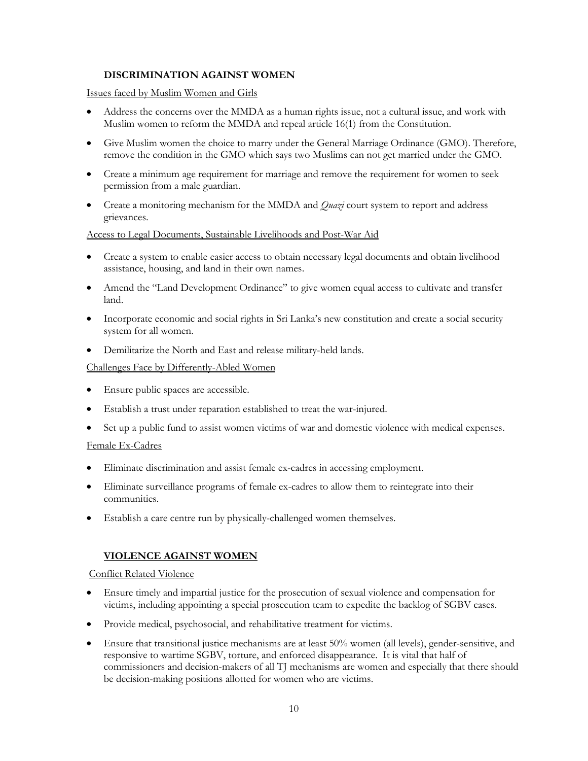## **DISCRIMINATION AGAINST WOMEN**

Issues faced by Muslim Women and Girls

- Address the concerns over the MMDA as a human rights issue, not a cultural issue, and work with Muslim women to reform the MMDA and repeal article 16(1) from the Constitution.
- Give Muslim women the choice to marry under the General Marriage Ordinance (GMO). Therefore, remove the condition in the GMO which says two Muslims can not get married under the GMO.
- Create a minimum age requirement for marriage and remove the requirement for women to seek permission from a male guardian.
- Create a monitoring mechanism for the MMDA and *Quazi* court system to report and address grievances.

Access to Legal Documents, Sustainable Livelihoods and Post-War Aid

- Create a system to enable easier access to obtain necessary legal documents and obtain livelihood assistance, housing, and land in their own names.
- Amend the "Land Development Ordinance" to give women equal access to cultivate and transfer land.
- Incorporate economic and social rights in Sri Lanka's new constitution and create a social security system for all women.
- Demilitarize the North and East and release military-held lands.

Challenges Face by Differently-Abled Women

- Ensure public spaces are accessible.
- Establish a trust under reparation established to treat the war-injured.
- Set up a public fund to assist women victims of war and domestic violence with medical expenses.

Female Ex-Cadres

- Eliminate discrimination and assist female ex-cadres in accessing employment.
- Eliminate surveillance programs of female ex-cadres to allow them to reintegrate into their communities.
- Establish a care centre run by physically-challenged women themselves.

## **VIOLENCE AGAINST WOMEN**

Conflict Related Violence

- Ensure timely and impartial justice for the prosecution of sexual violence and compensation for victims, including appointing a special prosecution team to expedite the backlog of SGBV cases.
- Provide medical, psychosocial, and rehabilitative treatment for victims.
- Ensure that transitional justice mechanisms are at least 50% women (all levels), gender-sensitive, and responsive to wartime SGBV, torture, and enforced disappearance. It is vital that half of commissioners and decision-makers of all TJ mechanisms are women and especially that there should be decision-making positions allotted for women who are victims.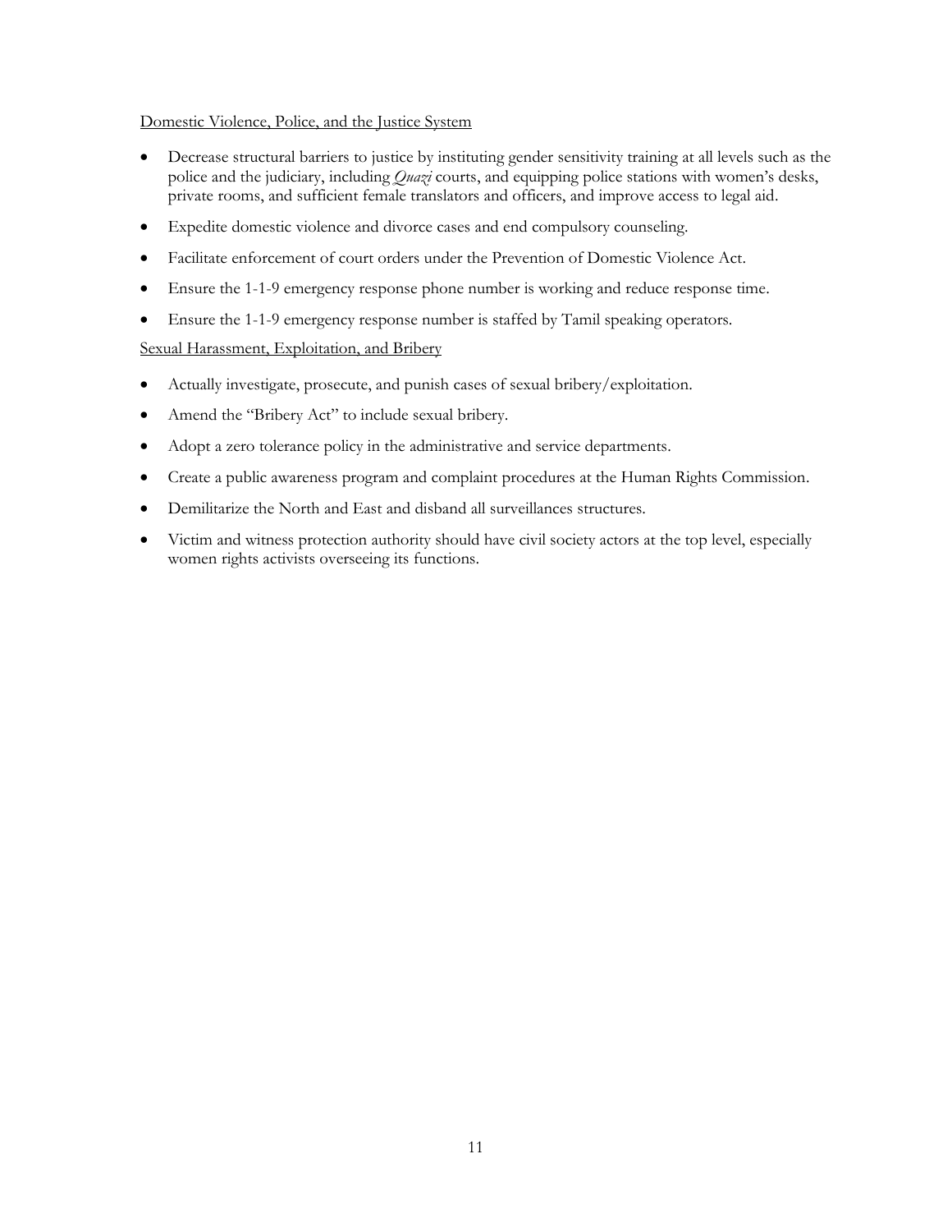Domestic Violence, Police, and the Justice System

- Decrease structural barriers to justice by instituting gender sensitivity training at all levels such as the police and the judiciary, including *Quazi* courts, and equipping police stations with women's desks, private rooms, and sufficient female translators and officers, and improve access to legal aid.
- Expedite domestic violence and divorce cases and end compulsory counseling.
- Facilitate enforcement of court orders under the Prevention of Domestic Violence Act.
- Ensure the 1-1-9 emergency response phone number is working and reduce response time.
- Ensure the 1-1-9 emergency response number is staffed by Tamil speaking operators.

Sexual Harassment, Exploitation, and Bribery

- Actually investigate, prosecute, and punish cases of sexual bribery/exploitation.
- Amend the "Bribery Act" to include sexual bribery.
- Adopt a zero tolerance policy in the administrative and service departments.
- Create a public awareness program and complaint procedures at the Human Rights Commission.
- Demilitarize the North and East and disband all surveillances structures.
- Victim and witness protection authority should have civil society actors at the top level, especially women rights activists overseeing its functions.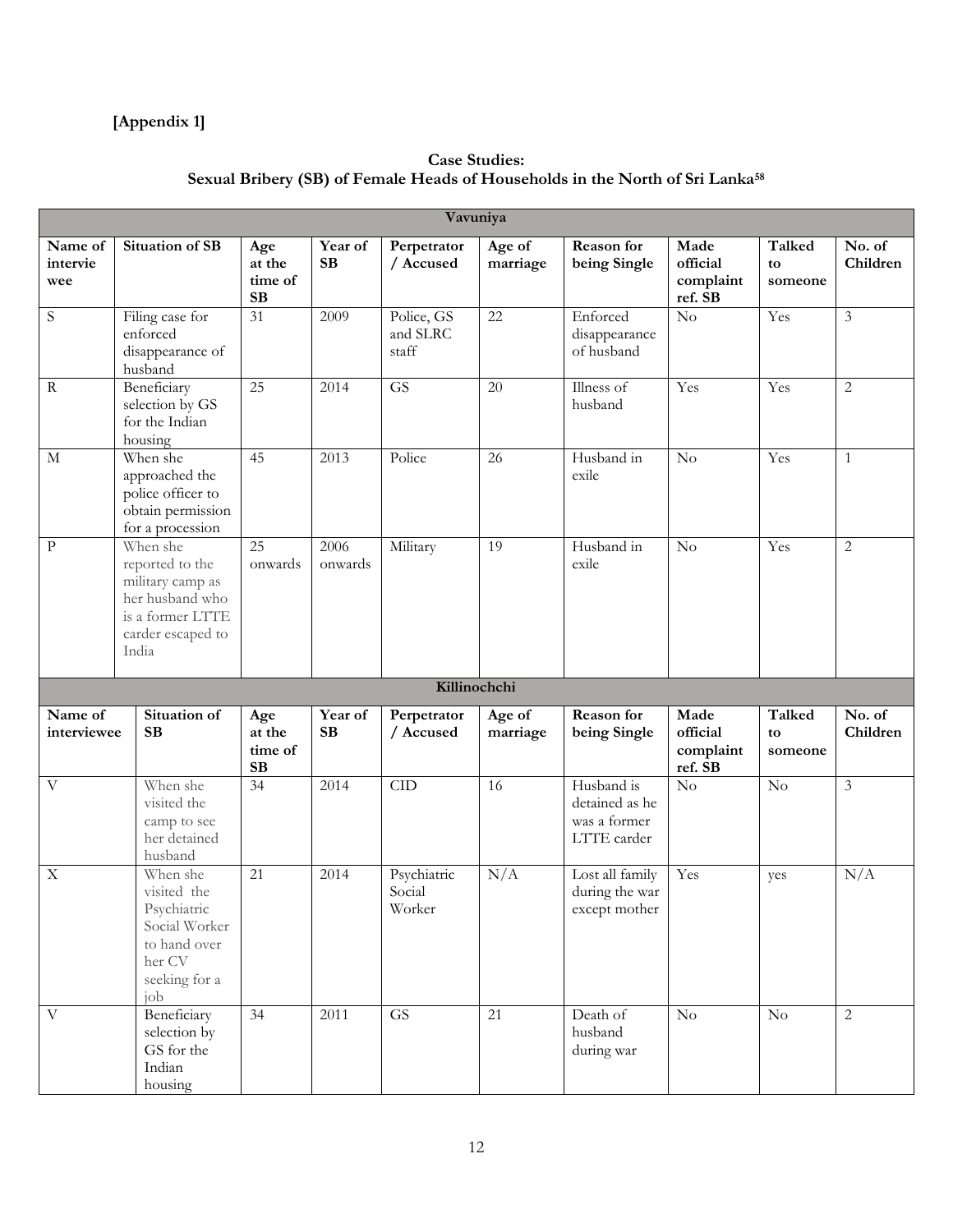**[Appendix 1]**

**Case Studies:**
**Sexual Bribery (SB) of Female Heads of Households in the North of Sri Lanka[58]**

| Vavuniya | | | | | | | | | |
|---|---|---|---|---|---|---|---|---|---|
| **Name of interviewee** | **Situation of SB** | **Age at the time of SB** | **Year of SB** | **Perpetrator / Accused** | **Age of marriage** | **Reason for being Single** | **Made official complaint ref. SB** | **Talked to someone** | **No. of Children** |
| S | Filing case for enforced disappearance of husband | 31 | 2009 | Police, GS and SLRC staff | 22 | Enforced disappearance of husband | No | Yes | 3 |
| R | Beneficiary selection by GS for the Indian housing | 25 | 2014 | GS | 20 | Illness of husband | Yes | Yes | 2 |
| M | When she approached the police officer to obtain permission for a procession | 45 | 2013 | Police | 26 | Husband in exile | No | Yes | 1 |
| P | When she reported to the military camp as her husband who is a former LTTE carder escaped to India | 25 onwards | 2006 onwards | Military | 19 | Husband in exile | No | Yes | 2 |
| **Killinochchi** | | | | | | | | | |
| **Name of interviewee** | **Situation of SB** | **Age at the time of SB** | **Year of SB** | **Perpetrator / Accused** | **Age of marriage** | **Reason for being Single** | **Made official complaint ref. SB** | **Talked to someone** | **No. of Children** |
| V | When she visited the camp to see her detained husband | 34 | 2014 | CID | 16 | Husband is detained as he was a former LTTE carder | No | No | 3 |
| X | When she visited the Psychiatric Social Worker to hand over her CV seeking for a job | 21 | 2014 | Psychiatric Social Worker | N/A | Lost all family during the war except mother | Yes | yes | N/A |
| V | Beneficiary selection by GS for the Indian housing | 34 | 2011 | GS | 21 | Death of husband during war | No | No | 2 |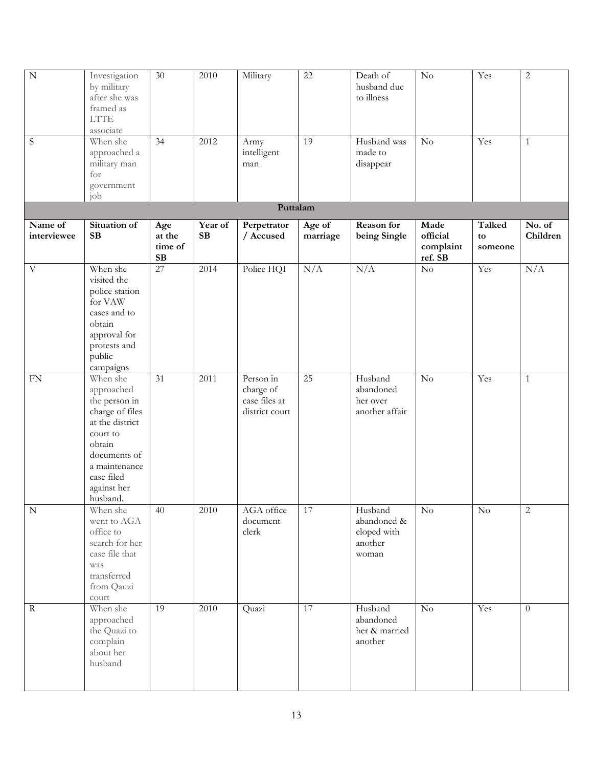| N | Investigation by military after she was framed as LTTE associate | 30 | 2010 | Military | 22 | Death of husband due to illness | No | Yes | 2 |
|---|---|---|---|---|---|---|---|---|---|
| S | When she approached a military man for government job | 34 | 2012 | Army intelligent man | 19 | Husband was made to disappear | No | Yes | 1 |
| **Puttalam** | | | | | | | | | |
| **Name of interviewee** | **Situation of SB** | **Age at the time of SB** | **Year of SB** | **Perpetrator / Accused** | **Age of marriage** | **Reason for being Single** | **Made official complaint ref. SB** | **Talked to someone** | **No. of Children** |
| V | When she visited the police station for VAW cases and to obtain approval for protests and public campaigns | 27 | 2014 | Police HQI | N/A | N/A | No | Yes | N/A |
| FN | When she approached the person in charge of files at the district court to obtain documents of a maintenance case filed against her husband. | 31 | 2011 | Person in charge of case files at district court | 25 | Husband abandoned her over another affair | No | Yes | 1 |
| N | When she went to AGA office to search for her case file that was transferred from Qauzi court | 40 | 2010 | AGA office document clerk | 17 | Husband abandoned & eloped with another woman | No | No | 2 |
| R | When she approached the Quazi to complain about her husband | 19 | 2010 | Quazi | 17 | Husband abandoned her & married another | No | Yes | 0 |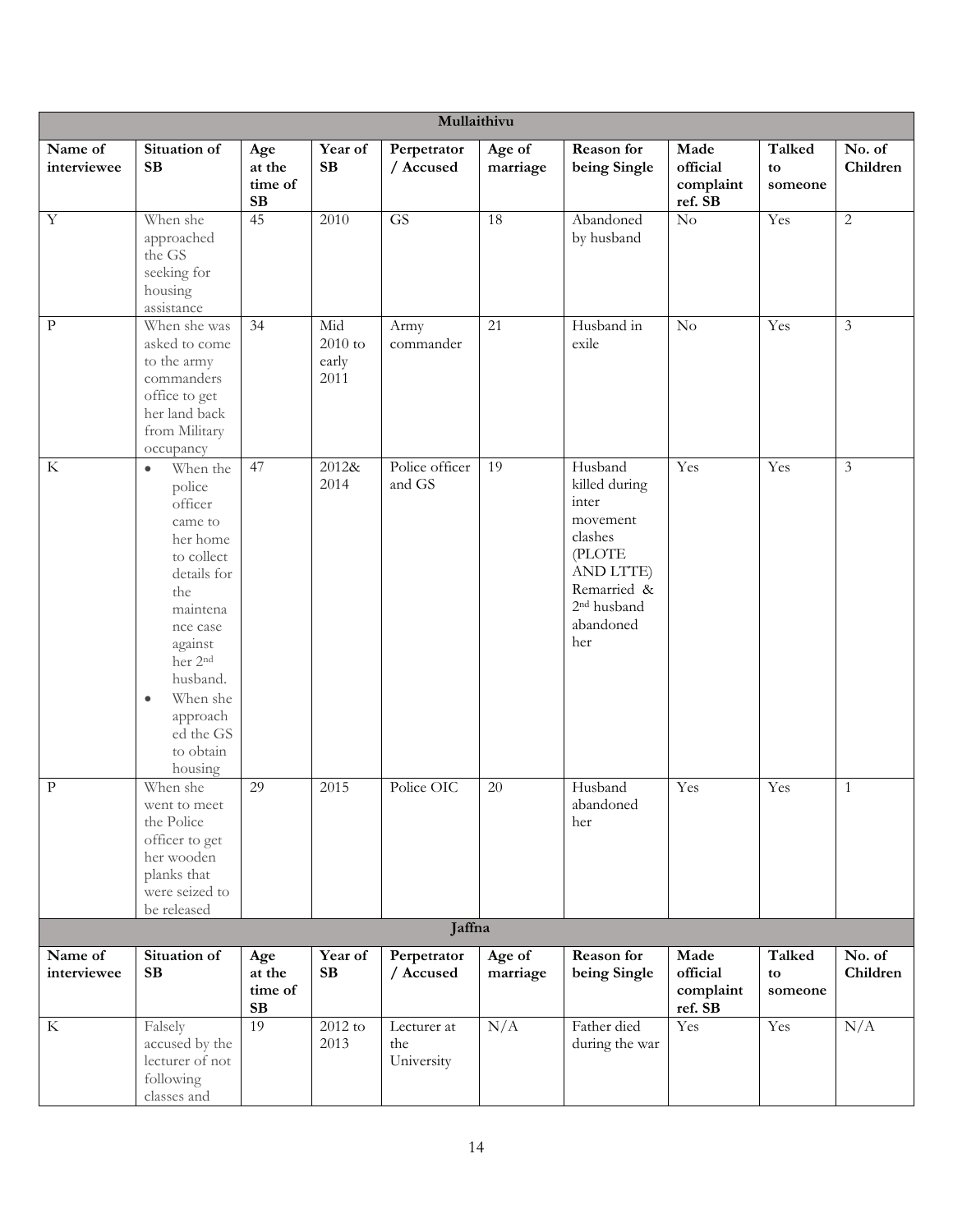| Mullaithivu | | | | | | | | | |
|---|---|---|---|---|---|---|---|---|---|
| **Name of interviewee** | **Situation of SB** | **Age at the time of SB** | **Year of SB** | **Perpetrator / Accused** | **Age of marriage** | **Reason for being Single** | **Made official complaint ref. SB** | **Talked to someone** | **No. of Children** |
| Y | When she approached the GS seeking for housing assistance | 45 | 2010 | GS | 18 | Abandoned by husband | No | Yes | 2 |
| P | When she was asked to come to the army commanders office to get her land back from Military occupancy | 34 | Mid 2010 to early 2011 | Army commander | 21 | Husband in exile | No | Yes | 3 |
| K | • When the police officer came to her home to collect details for the maintenance case against her 2nd husband. • When she approached the GS to obtain housing | 47 | 2012& 2014 | Police officer and GS | 19 | Husband killed during inter movement clashes (PLOTE AND LTTE) Remarried & 2nd husband abandoned her | Yes | Yes | 3 |
| P | When she went to meet the Police officer to get her wooden planks that were seized to be released | 29 | 2015 | Police OIC | 20 | Husband abandoned her | Yes | Yes | 1 |
| **Jaffna** | | | | | | | | | |
| **Name of interviewee** | **Situation of SB** | **Age at the time of SB** | **Year of SB** | **Perpetrator / Accused** | **Age of marriage** | **Reason for being Single** | **Made official complaint ref. SB** | **Talked to someone** | **No. of Children** |
| K | Falsely accused by the lecturer of not following classes and | 19 | 2012 to 2013 | Lecturer at the University | N/A | Father died during the war | Yes | Yes | N/A |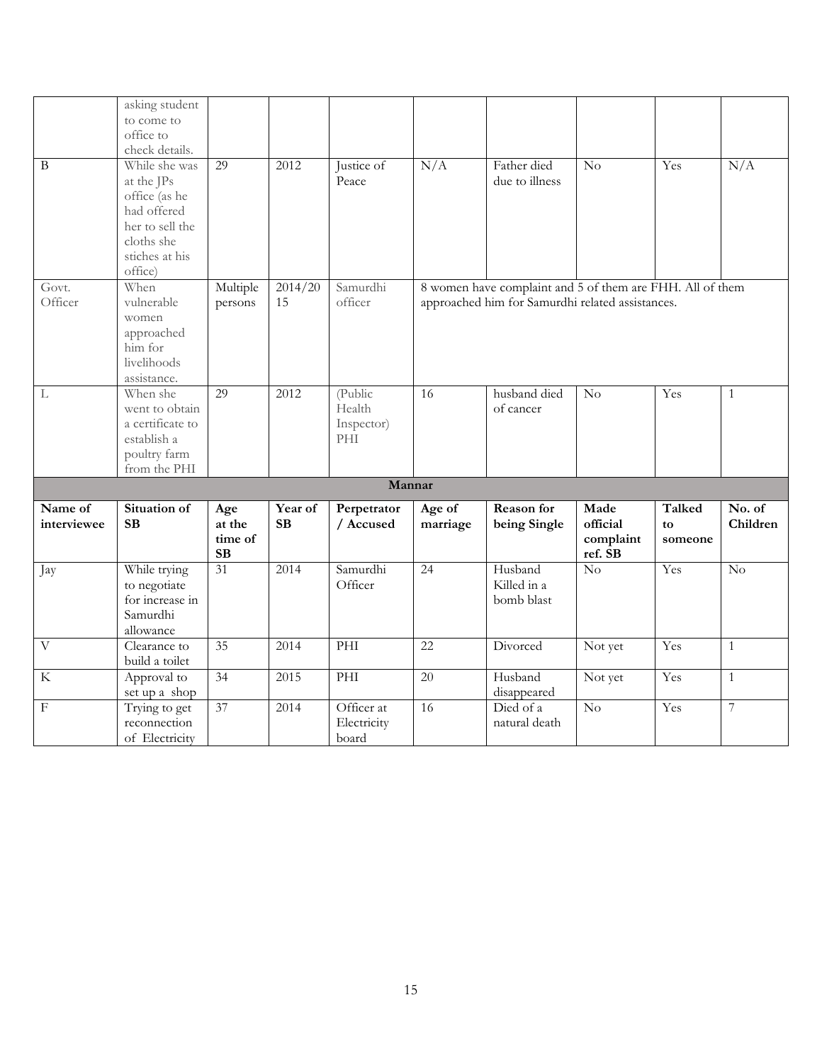|  | asking student to come to office to check details. |  |  |  |  |  |  |  |  |
|---|---|---|---|---|---|---|---|---|---|
| B | While she was at the JPs office (as he had offered her to sell the cloths she stiches at his office) | 29 | 2012 | Justice of Peace | N/A | Father died due to illness | No | Yes | N/A |
| Govt. Officer | When vulnerable women approached him for livelihoods assistance. | Multiple persons | 2014/2015 | Samurdhi officer | 8 women have complaint and 5 of them are FHH. All of them approached him for Samurdhi related assistances. |  |  |  |  |
| L | When she went to obtain a certificate to establish a poultry farm from the PHI | 29 | 2012 | (Public Health Inspector) PHI | 16 | husband died of cancer | No | Yes | 1 |
| **Mannar** |  |  |  |  |  |  |  |  |  |
| **Name of interviewee** | **Situation of SB** | **Age at the time of SB** | **Year of SB** | **Perpetrator / Accused** | **Age of marriage** | **Reason for being Single** | **Made official complaint ref. SB** | **Talked to someone** | **No. of Children** |
| Jay | While trying to negotiate for increase in Samurdhi allowance | 31 | 2014 | Samurdhi Officer | 24 | Husband Killed in a bomb blast | No | Yes | No |
| V | Clearance to build a toilet | 35 | 2014 | PHI | 22 | Divorced | Not yet | Yes | 1 |
| K | Approval to set up a shop | 34 | 2015 | PHI | 20 | Husband disappeared | Not yet | Yes | 1 |
| F | Trying to get reconnection of Electricity | 37 | 2014 | Officer at Electricity board | 16 | Died of a natural death | No | Yes | 7 |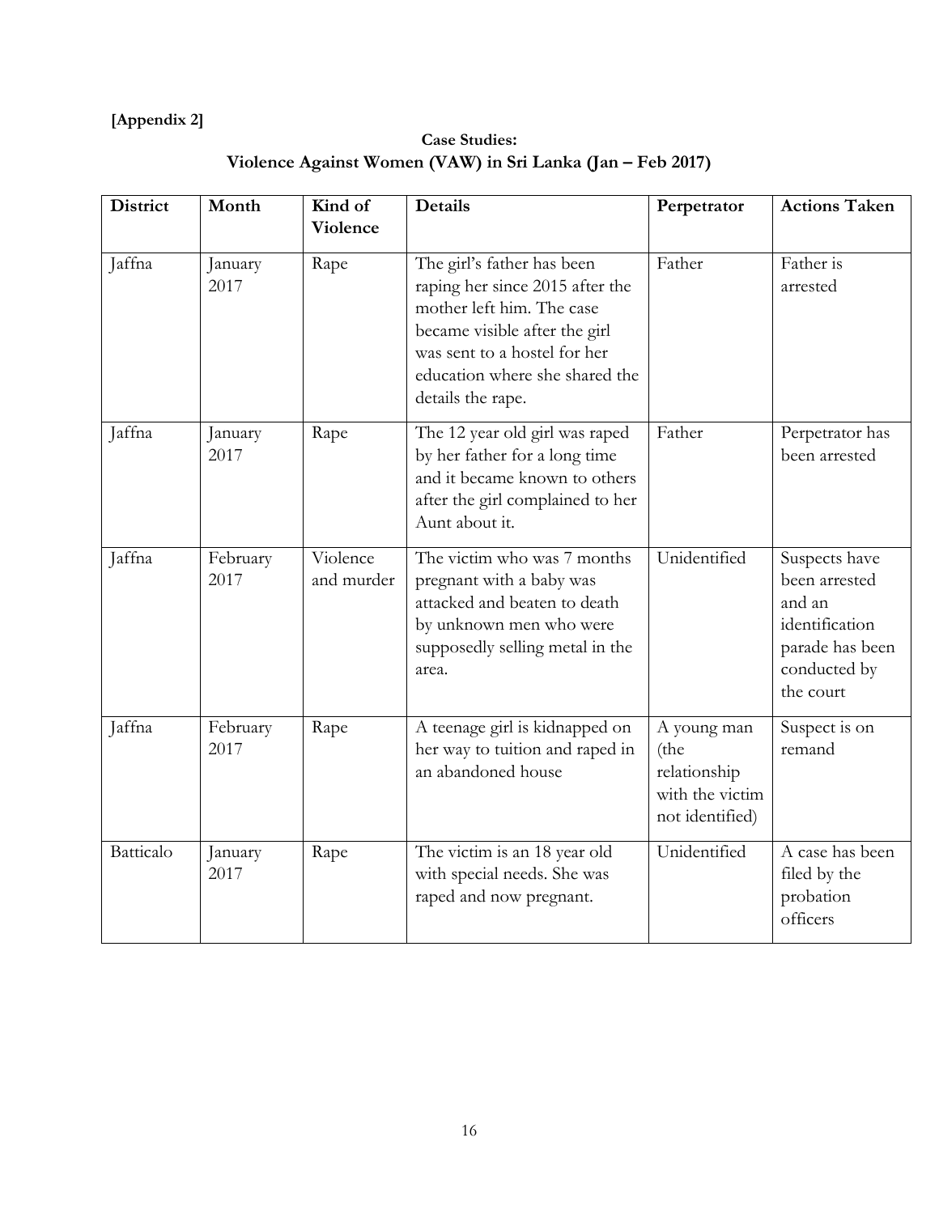**[Appendix 2]**

**Case Studies:**
**Violence Against Women (VAW) in Sri Lanka (Jan – Feb 2017)**

| District | Month | Kind of Violence | Details | Perpetrator | Actions Taken |
|---|---|---|---|---|---|
| Jaffna | January 2017 | Rape | The girl's father has been raping her since 2015 after the mother left him. The case became visible after the girl was sent to a hostel for her education where she shared the details the rape. | Father | Father is arrested |
| Jaffna | January 2017 | Rape | The 12 year old girl was raped by her father for a long time and it became known to others after the girl complained to her Aunt about it. | Father | Perpetrator has been arrested |
| Jaffna | February 2017 | Violence and murder | The victim who was 7 months pregnant with a baby was attacked and beaten to death by unknown men who were supposedly selling metal in the area. | Unidentified | Suspects have been arrested and an identification parade has been conducted by the court |
| Jaffna | February 2017 | Rape | A teenage girl is kidnapped on her way to tuition and raped in an abandoned house | A young man (the relationship with the victim not identified) | Suspect is on remand |
| Batticalo | January 2017 | Rape | The victim is an 18 year old with special needs. She was raped and now pregnant. | Unidentified | A case has been filed by the probation officers |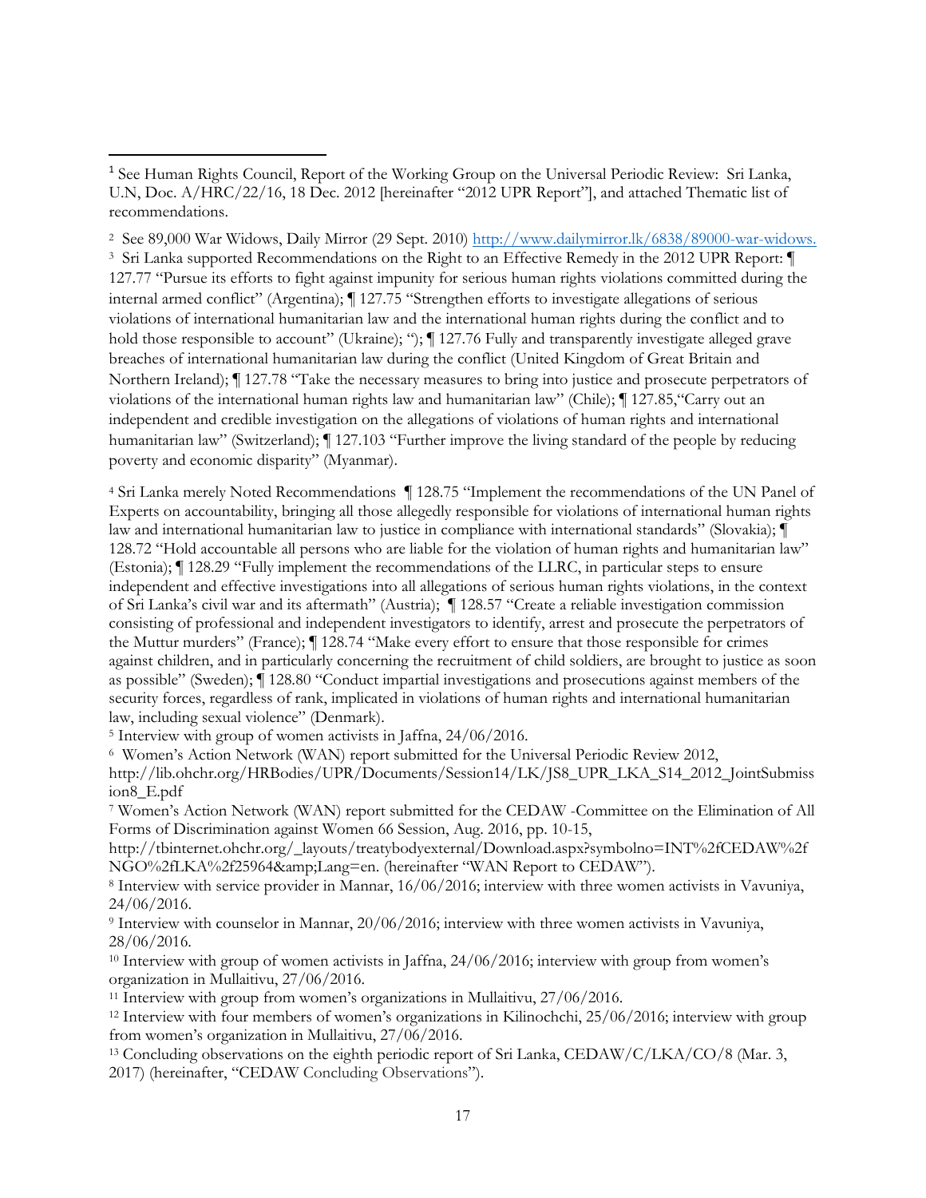[1] See Human Rights Council, Report of the Working Group on the Universal Periodic Review: Sri Lanka, U.N, Doc. A/HRC/22/16, 18 Dec. 2012 [hereinafter "2012 UPR Report"], and attached Thematic list of recommendations.

[2] See 89,000 War Widows, Daily Mirror (29 Sept. 2010) http://www.dailymirror.lk/6838/89000-war-widows.

[3] Sri Lanka supported Recommendations on the Right to an Effective Remedy in the 2012 UPR Report: ¶ 127.77 "Pursue its efforts to fight against impunity for serious human rights violations committed during the internal armed conflict" (Argentina); ¶ 127.75 "Strengthen efforts to investigate allegations of serious violations of international humanitarian law and the international human rights during the conflict and to hold those responsible to account" (Ukraine); "); ¶ 127.76 Fully and transparently investigate alleged grave breaches of international humanitarian law during the conflict (United Kingdom of Great Britain and Northern Ireland); ¶ 127.78 "Take the necessary measures to bring into justice and prosecute perpetrators of violations of the international human rights law and humanitarian law" (Chile); ¶ 127.85,"Carry out an independent and credible investigation on the allegations of violations of human rights and international humanitarian law" (Switzerland); ¶ 127.103 "Further improve the living standard of the people by reducing poverty and economic disparity" (Myanmar).

[4] Sri Lanka merely Noted Recommendations ¶ 128.75 "Implement the recommendations of the UN Panel of Experts on accountability, bringing all those allegedly responsible for violations of international human rights law and international humanitarian law to justice in compliance with international standards" (Slovakia); ¶ 128.72 "Hold accountable all persons who are liable for the violation of human rights and humanitarian law" (Estonia); ¶ 128.29 "Fully implement the recommendations of the LLRC, in particular steps to ensure independent and effective investigations into all allegations of serious human rights violations, in the context of Sri Lanka's civil war and its aftermath" (Austria); ¶ 128.57 "Create a reliable investigation commission consisting of professional and independent investigators to identify, arrest and prosecute the perpetrators of the Muttur murders" (France); ¶ 128.74 "Make every effort to ensure that those responsible for crimes against children, and in particularly concerning the recruitment of child soldiers, are brought to justice as soon as possible" (Sweden); ¶ 128.80 "Conduct impartial investigations and prosecutions against members of the security forces, regardless of rank, implicated in violations of human rights and international humanitarian law, including sexual violence" (Denmark).

[5] Interview with group of women activists in Jaffna, 24/06/2016.

[6] Women's Action Network (WAN) report submitted for the Universal Periodic Review 2012, http://lib.ohchr.org/HRBodies/UPR/Documents/Session14/LK/JS8_UPR_LKA_S14_2012_JointSubmission8_E.pdf

[7] Women's Action Network (WAN) report submitted for the CEDAW -Committee on the Elimination of All Forms of Discrimination against Women 66 Session, Aug. 2016, pp. 10-15, http://tbinternet.ohchr.org/_layouts/treatybodyexternal/Download.aspx?symbolno=INT%2fCEDAW%2fNGO%2fLKA%2f25964&amp;Lang=en. (hereinafter "WAN Report to CEDAW").

[8] Interview with service provider in Mannar, 16/06/2016; interview with three women activists in Vavuniya, 24/06/2016.

[9] Interview with counselor in Mannar, 20/06/2016; interview with three women activists in Vavuniya, 28/06/2016.

[10] Interview with group of women activists in Jaffna, 24/06/2016; interview with group from women's organization in Mullaitivu, 27/06/2016.

[11] Interview with group from women's organizations in Mullaitivu, 27/06/2016.

[12] Interview with four members of women's organizations in Kilinochchi, 25/06/2016; interview with group from women's organization in Mullaitivu, 27/06/2016.

[13] Concluding observations on the eighth periodic report of Sri Lanka, CEDAW/C/LKA/CO/8 (Mar. 3, 2017) (hereinafter, "CEDAW Concluding Observations").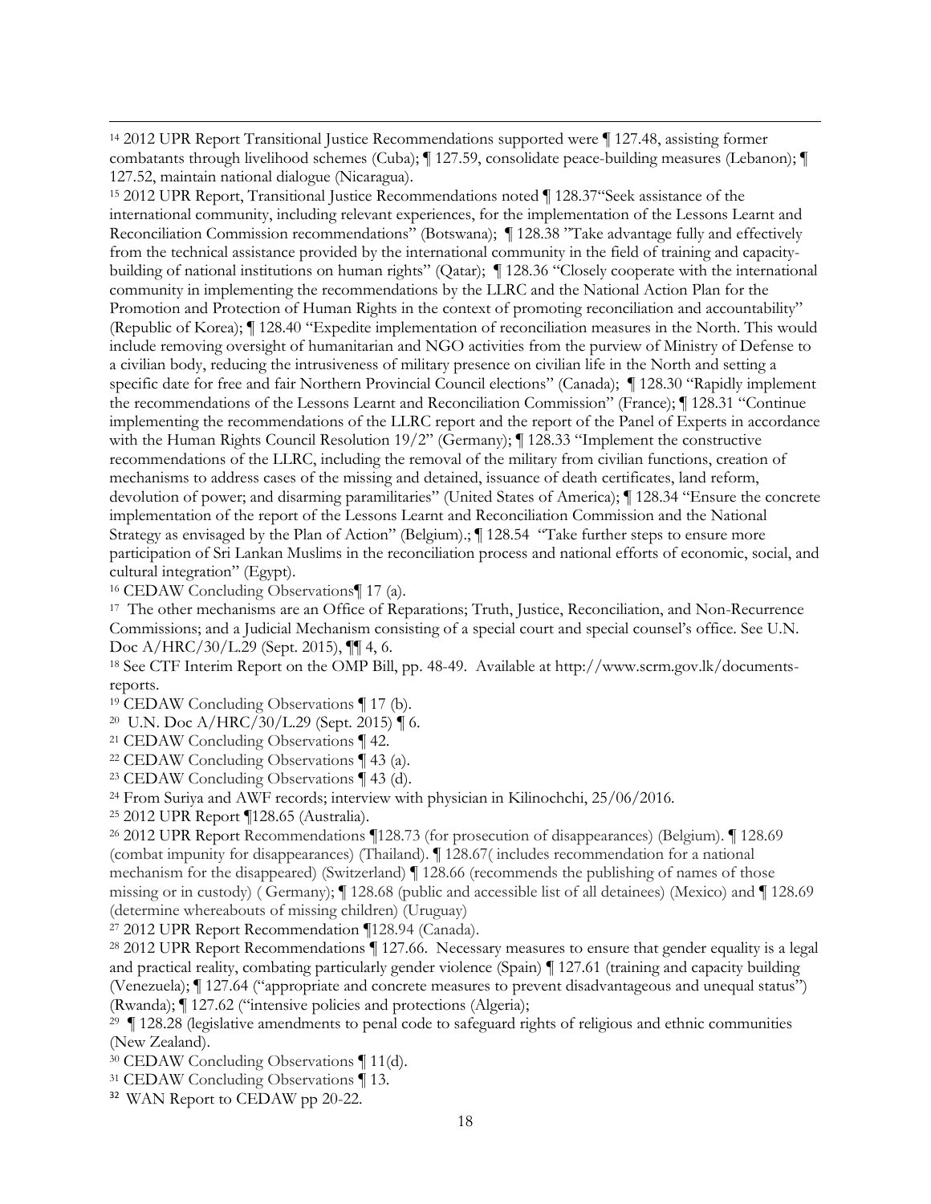[14] 2012 UPR Report Transitional Justice Recommendations supported were ¶ 127.48, assisting former combatants through livelihood schemes (Cuba); ¶ 127.59, consolidate peace-building measures (Lebanon); ¶ 127.52, maintain national dialogue (Nicaragua).

[15] 2012 UPR Report, Transitional Justice Recommendations noted ¶ 128.37"Seek assistance of the international community, including relevant experiences, for the implementation of the Lessons Learnt and Reconciliation Commission recommendations" (Botswana); ¶ 128.38 "Take advantage fully and effectively from the technical assistance provided by the international community in the field of training and capacity-building of national institutions on human rights" (Qatar); ¶ 128.36 "Closely cooperate with the international community in implementing the recommendations by the LLRC and the National Action Plan for the Promotion and Protection of Human Rights in the context of promoting reconciliation and accountability" (Republic of Korea); ¶ 128.40 "Expedite implementation of reconciliation measures in the North. This would include removing oversight of humanitarian and NGO activities from the purview of Ministry of Defense to a civilian body, reducing the intrusiveness of military presence on civilian life in the North and setting a specific date for free and fair Northern Provincial Council elections" (Canada); ¶ 128.30 "Rapidly implement the recommendations of the Lessons Learnt and Reconciliation Commission" (France); ¶ 128.31 "Continue implementing the recommendations of the LLRC report and the report of the Panel of Experts in accordance with the Human Rights Council Resolution 19/2" (Germany); ¶ 128.33 "Implement the constructive recommendations of the LLRC, including the removal of the military from civilian functions, creation of mechanisms to address cases of the missing and detained, issuance of death certificates, land reform, devolution of power; and disarming paramilitaries" (United States of America); ¶ 128.34 "Ensure the concrete implementation of the report of the Lessons Learnt and Reconciliation Commission and the National Strategy as envisaged by the Plan of Action" (Belgium).; ¶ 128.54 "Take further steps to ensure more participation of Sri Lankan Muslims in the reconciliation process and national efforts of economic, social, and cultural integration" (Egypt).

[16] CEDAW Concluding Observations¶ 17 (a).

[17] The other mechanisms are an Office of Reparations; Truth, Justice, Reconciliation, and Non-Recurrence Commissions; and a Judicial Mechanism consisting of a special court and special counsel's office. See U.N. Doc A/HRC/30/L.29 (Sept. 2015), ¶¶ 4, 6.

[18] See CTF Interim Report on the OMP Bill, pp. 48-49. Available at http://www.scrm.gov.lk/documents-reports.

[19] CEDAW Concluding Observations ¶ 17 (b).

[20] U.N. Doc A/HRC/30/L.29 (Sept. 2015) ¶ 6.

[21] CEDAW Concluding Observations ¶ 42.

[22] CEDAW Concluding Observations ¶ 43 (a).

[23] CEDAW Concluding Observations ¶ 43 (d).

[24] From Suriya and AWF records; interview with physician in Kilinochchi, 25/06/2016.

[25] 2012 UPR Report ¶128.65 (Australia).

[26] 2012 UPR Report Recommendations ¶128.73 (for prosecution of disappearances) (Belgium). ¶ 128.69 (combat impunity for disappearances) (Thailand). ¶ 128.67( includes recommendation for a national mechanism for the disappeared) (Switzerland) ¶ 128.66 (recommends the publishing of names of those missing or in custody) ( Germany); ¶ 128.68 (public and accessible list of all detainees) (Mexico) and ¶ 128.69 (determine whereabouts of missing children) (Uruguay)

[27] 2012 UPR Report Recommendation ¶128.94 (Canada).

[28] 2012 UPR Report Recommendations ¶ 127.66. Necessary measures to ensure that gender equality is a legal and practical reality, combating particularly gender violence (Spain) ¶ 127.61 (training and capacity building (Venezuela); ¶ 127.64 ("appropriate and concrete measures to prevent disadvantageous and unequal status") (Rwanda); ¶ 127.62 ("intensive policies and protections (Algeria);

[29] ¶ 128.28 (legislative amendments to penal code to safeguard rights of religious and ethnic communities (New Zealand).

[30] CEDAW Concluding Observations ¶ 11(d).

[31] CEDAW Concluding Observations ¶ 13.

[32] WAN Report to CEDAW pp 20-22.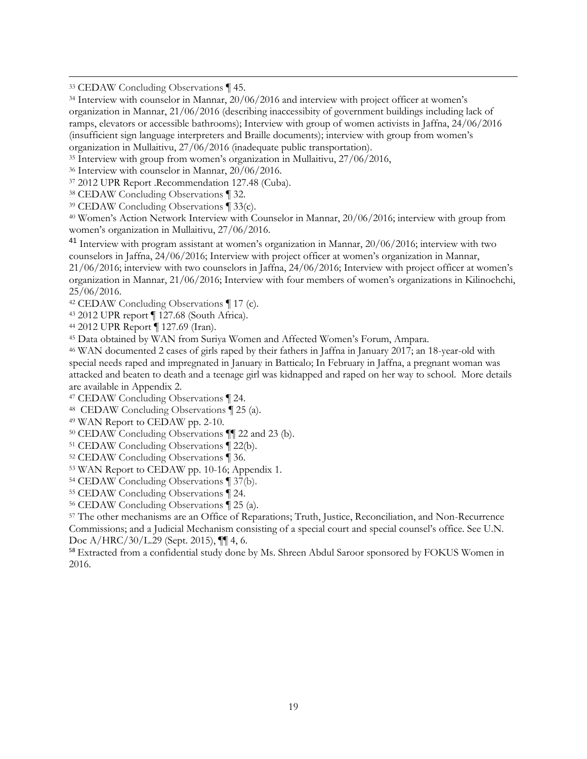[33] CEDAW Concluding Observations ¶ 45.

[34] Interview with counselor in Mannar, 20/06/2016 and interview with project officer at women's organization in Mannar, 21/06/2016 (describing inaccessibity of government buildings including lack of ramps, elevators or accessible bathrooms); Interview with group of women activists in Jaffna, 24/06/2016 (insufficient sign language interpreters and Braille documents); interview with group from women's organization in Mullaitivu, 27/06/2016 (inadequate public transportation).

[35] Interview with group from women's organization in Mullaitivu, 27/06/2016,

[36] Interview with counselor in Mannar, 20/06/2016.

[37] 2012 UPR Report .Recommendation 127.48 (Cuba).

[38] CEDAW Concluding Observations ¶ 32.

[39] CEDAW Concluding Observations ¶ 33(c).

[40] Women's Action Network Interview with Counselor in Mannar, 20/06/2016; interview with group from women's organization in Mullaitivu, 27/06/2016.

[41] Interview with program assistant at women's organization in Mannar, 20/06/2016; interview with two counselors in Jaffna, 24/06/2016; Interview with project officer at women's organization in Mannar, 21/06/2016; interview with two counselors in Jaffna, 24/06/2016; Interview with project officer at women's organization in Mannar, 21/06/2016; Interview with four members of women's organizations in Kilinochchi, 25/06/2016.

[42] CEDAW Concluding Observations ¶ 17 (c).

[43] 2012 UPR report ¶ 127.68 (South Africa).

[44] 2012 UPR Report ¶ 127.69 (Iran).

[45] Data obtained by WAN from Suriya Women and Affected Women's Forum, Ampara.

[46] WAN documented 2 cases of girls raped by their fathers in Jaffna in January 2017; an 18-year-old with special needs raped and impregnated in January in Batticalo; In February in Jaffna, a pregnant woman was attacked and beaten to death and a teenage girl was kidnapped and raped on her way to school. More details are available in Appendix 2.

[47] CEDAW Concluding Observations ¶ 24.

[48] CEDAW Concluding Observations ¶ 25 (a).

[49] WAN Report to CEDAW pp. 2-10.

[50] CEDAW Concluding Observations ¶¶ 22 and 23 (b).

[51] CEDAW Concluding Observations ¶ 22(b).

[52] CEDAW Concluding Observations ¶ 36.

[53] WAN Report to CEDAW pp. 10-16; Appendix 1.

[54] CEDAW Concluding Observations ¶ 37(b).

[55] CEDAW Concluding Observations ¶ 24.

[56] CEDAW Concluding Observations ¶ 25 (a).

[57] The other mechanisms are an Office of Reparations; Truth, Justice, Reconciliation, and Non-Recurrence Commissions; and a Judicial Mechanism consisting of a special court and special counsel's office. See U.N. Doc A/HRC/30/L.29 (Sept. 2015), ¶¶ 4, 6.

[58] Extracted from a confidential study done by Ms. Shreen Abdul Saroor sponsored by FOKUS Women in 2016.